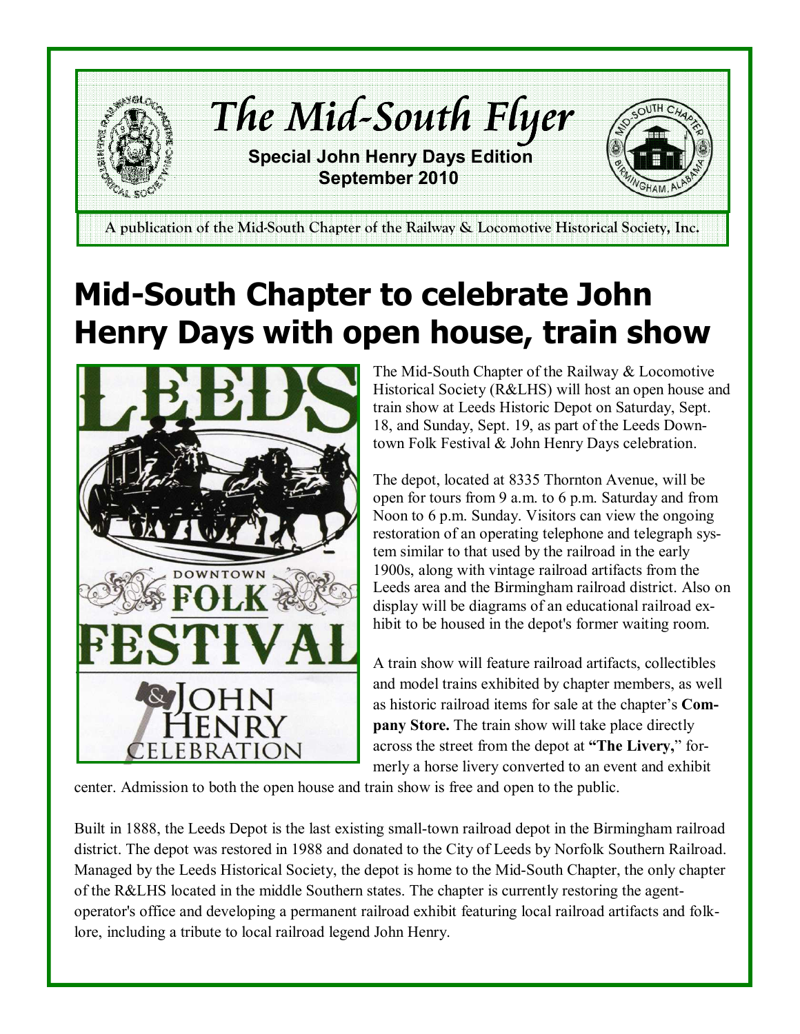# The Mid-South Flyer

**Special John Henry Days Edition**
**September 2010**

A publication of the Mid-South Chapter of the Railway & Locomotive Historical Society, Inc.

## Mid-South Chapter to celebrate John Henry Days with open house, train show

The Mid-South Chapter of the Railway & Locomotive Historical Society (R&LHS) will host an open house and train show at Leeds Historic Depot on Saturday, Sept. 18, and Sunday, Sept. 19, as part of the Leeds Downtown Folk Festival & John Henry Days celebration.

The depot, located at 8335 Thornton Avenue, will be open for tours from 9 a.m. to 6 p.m. Saturday and from Noon to 6 p.m. Sunday. Visitors can view the ongoing restoration of an operating telephone and telegraph system similar to that used by the railroad in the early 1900s, along with vintage railroad artifacts from the Leeds area and the Birmingham railroad district. Also on display will be diagrams of an educational railroad exhibit to be housed in the depot's former waiting room.

A train show will feature railroad artifacts, collectibles and model trains exhibited by chapter members, as well as historic railroad items for sale at the chapter's **Company Store.** The train show will take place directly across the street from the depot at **"The Livery,"** formerly a horse livery converted to an event and exhibit center. Admission to both the open house and train show is free and open to the public.

Built in 1888, the Leeds Depot is the last existing small-town railroad depot in the Birmingham railroad district. The depot was restored in 1988 and donated to the City of Leeds by Norfolk Southern Railroad. Managed by the Leeds Historical Society, the depot is home to the Mid-South Chapter, the only chapter of the R&LHS located in the middle Southern states. The chapter is currently restoring the agent-operator's office and developing a permanent railroad exhibit featuring local railroad artifacts and folklore, including a tribute to local railroad legend John Henry.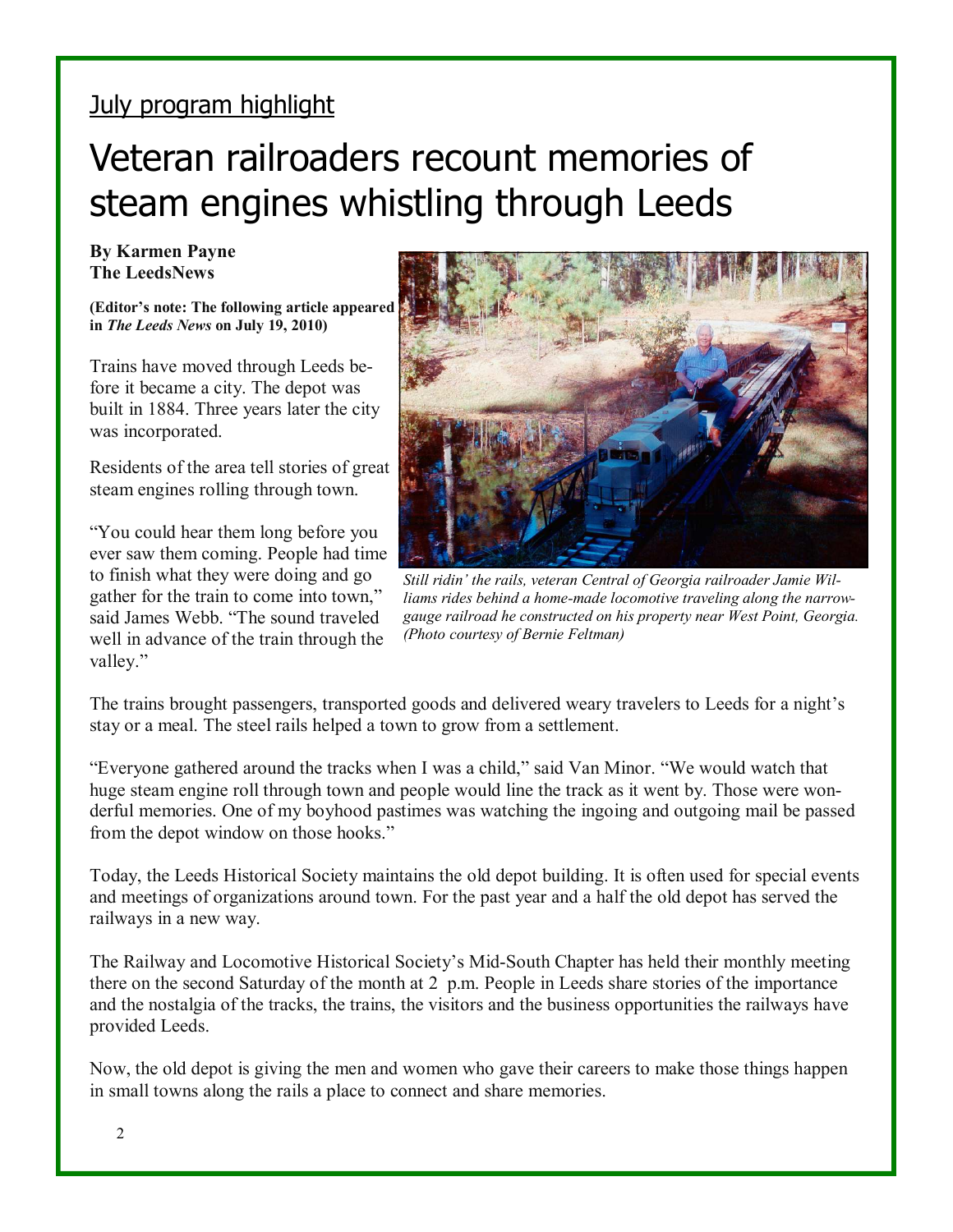July program highlight

# Veteran railroaders recount memories of steam engines whistling through Leeds

**By Karmen Payne**
**The LeedsNews**

**(Editor's note: The following article appeared in *The Leeds News* on July 19, 2010)**

Trains have moved through Leeds before it became a city. The depot was built in 1884. Three years later the city was incorporated.

Residents of the area tell stories of great steam engines rolling through town.

"You could hear them long before you ever saw them coming. People had time to finish what they were doing and go gather for the train to come into town," said James Webb. "The sound traveled well in advance of the train through the valley."

*Still ridin' the rails, veteran Central of Georgia railroader Jamie Williams rides behind a home-made locomotive traveling along the narrow-gauge railroad he constructed on his property near West Point, Georgia. (Photo courtesy of Bernie Feltman)*

The trains brought passengers, transported goods and delivered weary travelers to Leeds for a night's stay or a meal. The steel rails helped a town to grow from a settlement.

"Everyone gathered around the tracks when I was a child," said Van Minor. "We would watch that huge steam engine roll through town and people would line the track as it went by. Those were wonderful memories. One of my boyhood pastimes was watching the ingoing and outgoing mail be passed from the depot window on those hooks."

Today, the Leeds Historical Society maintains the old depot building. It is often used for special events and meetings of organizations around town. For the past year and a half the old depot has served the railways in a new way.

The Railway and Locomotive Historical Society's Mid-South Chapter has held their monthly meeting there on the second Saturday of the month at 2 p.m. People in Leeds share stories of the importance and the nostalgia of the tracks, the trains, the visitors and the business opportunities the railways have provided Leeds.

Now, the old depot is giving the men and women who gave their careers to make those things happen in small towns along the rails a place to connect and share memories.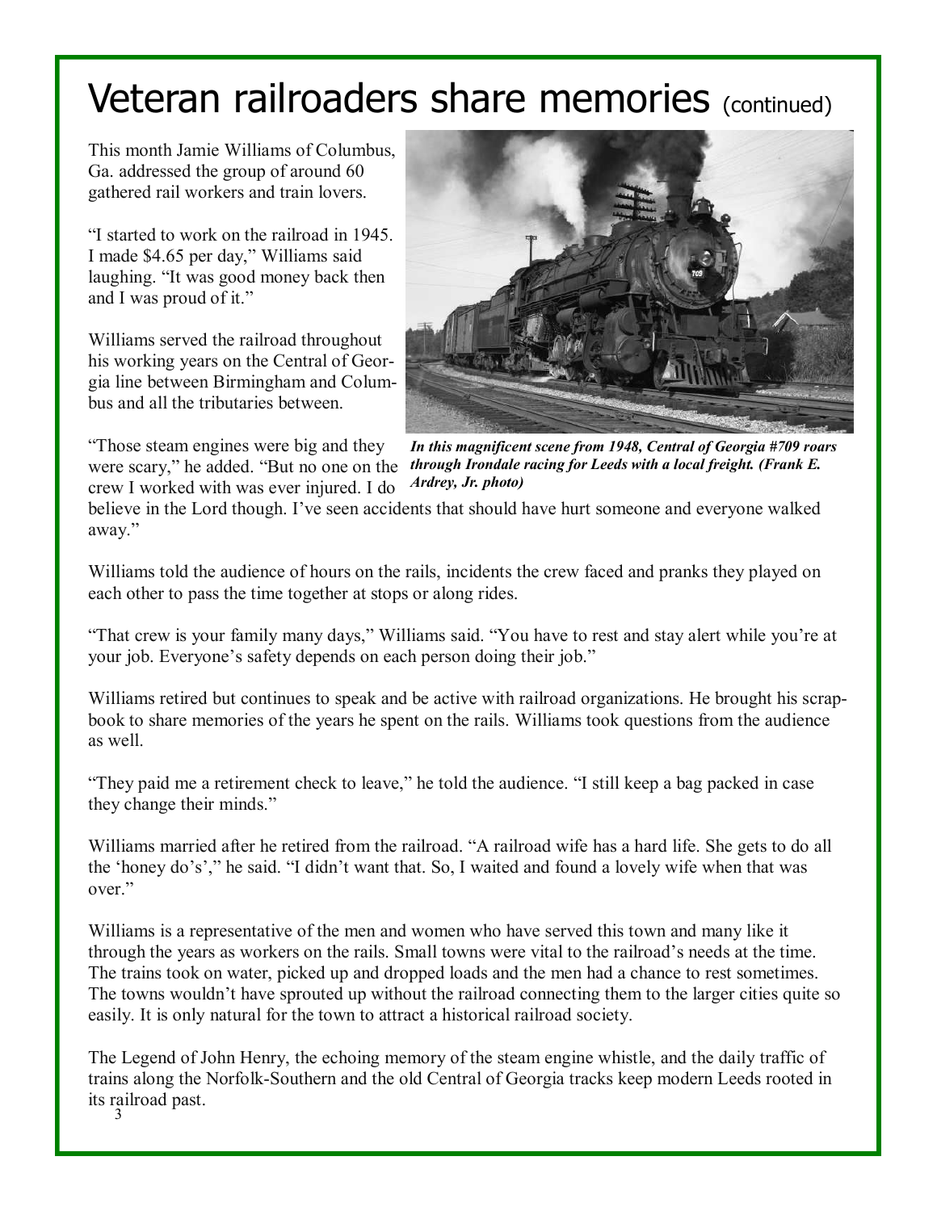# Veteran railroaders share memories (continued)

This month Jamie Williams of Columbus, Ga. addressed the group of around 60 gathered rail workers and train lovers.

"I started to work on the railroad in 1945. I made $4.65 per day," Williams said laughing. "It was good money back then and I was proud of it."

Williams served the railroad throughout his working years on the Central of Georgia line between Birmingham and Columbus and all the tributaries between.

*In this magnificent scene from 1948, Central of Georgia #709 roars through Irondale racing for Leeds with a local freight. (Frank E. Ardrey, Jr. photo)*

"Those steam engines were big and they were scary," he added. "But no one on the crew I worked with was ever injured. I do believe in the Lord though. I've seen accidents that should have hurt someone and everyone walked away."

Williams told the audience of hours on the rails, incidents the crew faced and pranks they played on each other to pass the time together at stops or along rides.

"That crew is your family many days," Williams said. "You have to rest and stay alert while you're at your job. Everyone's safety depends on each person doing their job."

Williams retired but continues to speak and be active with railroad organizations. He brought his scrapbook to share memories of the years he spent on the rails. Williams took questions from the audience as well.

"They paid me a retirement check to leave," he told the audience. "I still keep a bag packed in case they change their minds."

Williams married after he retired from the railroad. "A railroad wife has a hard life. She gets to do all the 'honey do's'," he said. "I didn't want that. So, I waited and found a lovely wife when that was over."

Williams is a representative of the men and women who have served this town and many like it through the years as workers on the rails. Small towns were vital to the railroad's needs at the time. The trains took on water, picked up and dropped loads and the men had a chance to rest sometimes. The towns wouldn't have sprouted up without the railroad connecting them to the larger cities quite so easily. It is only natural for the town to attract a historical railroad society.

The Legend of John Henry, the echoing memory of the steam engine whistle, and the daily traffic of trains along the Norfolk-Southern and the old Central of Georgia tracks keep modern Leeds rooted in its railroad past.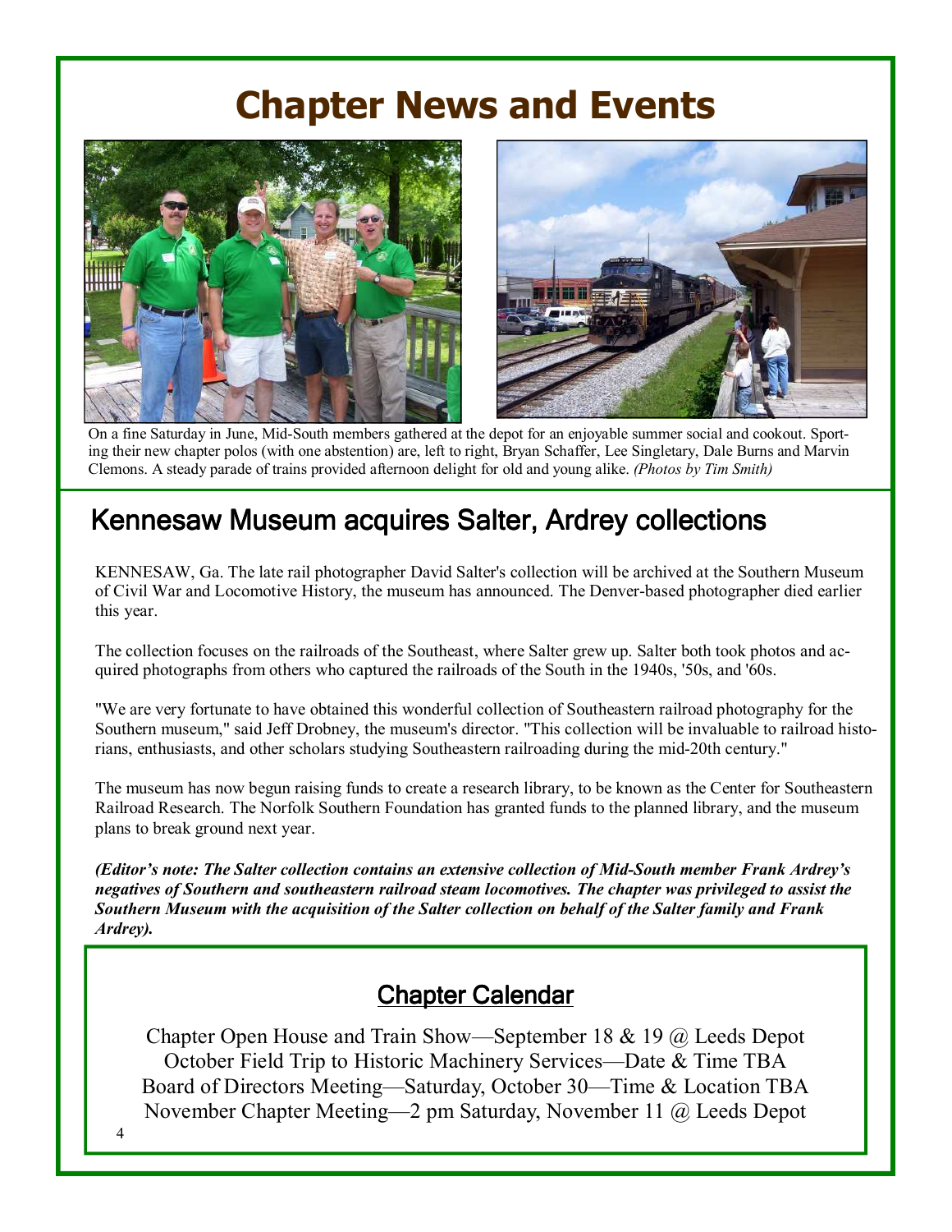# Chapter News and Events

On a fine Saturday in June, Mid-South members gathered at the depot for an enjoyable summer social and cookout. Sporting their new chapter polos (with one abstention) are, left to right, Bryan Schaffer, Lee Singletary, Dale Burns and Marvin Clemons. A steady parade of trains provided afternoon delight for old and young alike. *(Photos by Tim Smith)*

## Kennesaw Museum acquires Salter, Ardrey collections

KENNESAW, Ga. The late rail photographer David Salter's collection will be archived at the Southern Museum of Civil War and Locomotive History, the museum has announced. The Denver-based photographer died earlier this year.

The collection focuses on the railroads of the Southeast, where Salter grew up. Salter both took photos and acquired photographs from others who captured the railroads of the South in the 1940s, '50s, and '60s.

"We are very fortunate to have obtained this wonderful collection of Southeastern railroad photography for the Southern museum," said Jeff Drobney, the museum's director. "This collection will be invaluable to railroad historians, enthusiasts, and other scholars studying Southeastern railroading during the mid-20th century."

The museum has now begun raising funds to create a research library, to be known as the Center for Southeastern Railroad Research. The Norfolk Southern Foundation has granted funds to the planned library, and the museum plans to break ground next year.

***(Editor's note: The Salter collection contains an extensive collection of Mid-South member Frank Ardrey's negatives of Southern and southeastern railroad steam locomotives. The chapter was privileged to assist the Southern Museum with the acquisition of the Salter collection on behalf of the Salter family and Frank Ardrey).***

## Chapter Calendar

Chapter Open House and Train Show—September 18 & 19 @ Leeds Depot
October Field Trip to Historic Machinery Services—Date & Time TBA
Board of Directors Meeting—Saturday, October 30—Time & Location TBA
November Chapter Meeting—2 pm Saturday, November 11 @ Leeds Depot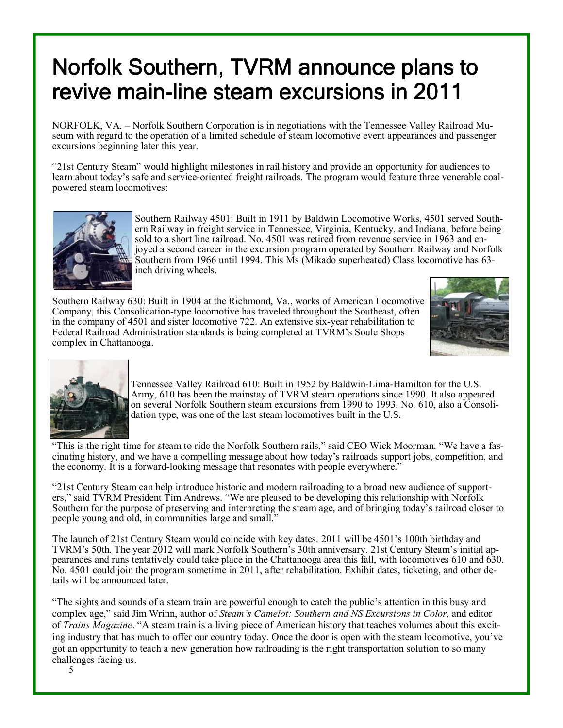# Norfolk Southern, TVRM announce plans to revive main-line steam excursions in 2011

NORFOLK, VA. – Norfolk Southern Corporation is in negotiations with the Tennessee Valley Railroad Museum with regard to the operation of a limited schedule of steam locomotive event appearances and passenger excursions beginning later this year.

"21st Century Steam" would highlight milestones in rail history and provide an opportunity for audiences to learn about today's safe and service-oriented freight railroads. The program would feature three venerable coal-powered steam locomotives:

Southern Railway 4501: Built in 1911 by Baldwin Locomotive Works, 4501 served Southern Railway in freight service in Tennessee, Virginia, Kentucky, and Indiana, before being sold to a short line railroad. No. 4501 was retired from revenue service in 1963 and enjoyed a second career in the excursion program operated by Southern Railway and Norfolk Southern from 1966 until 1994. This Ms (Mikado superheated) Class locomotive has 63-inch driving wheels.

Southern Railway 630: Built in 1904 at the Richmond, Va., works of American Locomotive Company, this Consolidation-type locomotive has traveled throughout the Southeast, often in the company of 4501 and sister locomotive 722. An extensive six-year rehabilitation to Federal Railroad Administration standards is being completed at TVRM's Soule Shops complex in Chattanooga.

Tennessee Valley Railroad 610: Built in 1952 by Baldwin-Lima-Hamilton for the U.S. Army, 610 has been the mainstay of TVRM steam operations since 1990. It also appeared on several Norfolk Southern steam excursions from 1990 to 1993. No. 610, also a Consolidation type, was one of the last steam locomotives built in the U.S.

"This is the right time for steam to ride the Norfolk Southern rails," said CEO Wick Moorman. "We have a fascinating history, and we have a compelling message about how today's railroads support jobs, competition, and the economy. It is a forward-looking message that resonates with people everywhere."

"21st Century Steam can help introduce historic and modern railroading to a broad new audience of supporters," said TVRM President Tim Andrews. "We are pleased to be developing this relationship with Norfolk Southern for the purpose of preserving and interpreting the steam age, and of bringing today's railroad closer to people young and old, in communities large and small."

The launch of 21st Century Steam would coincide with key dates. 2011 will be 4501's 100th birthday and TVRM's 50th. The year 2012 will mark Norfolk Southern's 30th anniversary. 21st Century Steam's initial appearances and runs tentatively could take place in the Chattanooga area this fall, with locomotives 610 and 630. No. 4501 could join the program sometime in 2011, after rehabilitation. Exhibit dates, ticketing, and other details will be announced later.

"The sights and sounds of a steam train are powerful enough to catch the public's attention in this busy and complex age," said Jim Wrinn, author of *Steam's Camelot: Southern and NS Excursions in Color,* and editor of *Trains Magazine*. "A steam train is a living piece of American history that teaches volumes about this exciting industry that has much to offer our country today. Once the door is open with the steam locomotive, you've got an opportunity to teach a new generation how railroading is the right transportation solution to so many challenges facing us.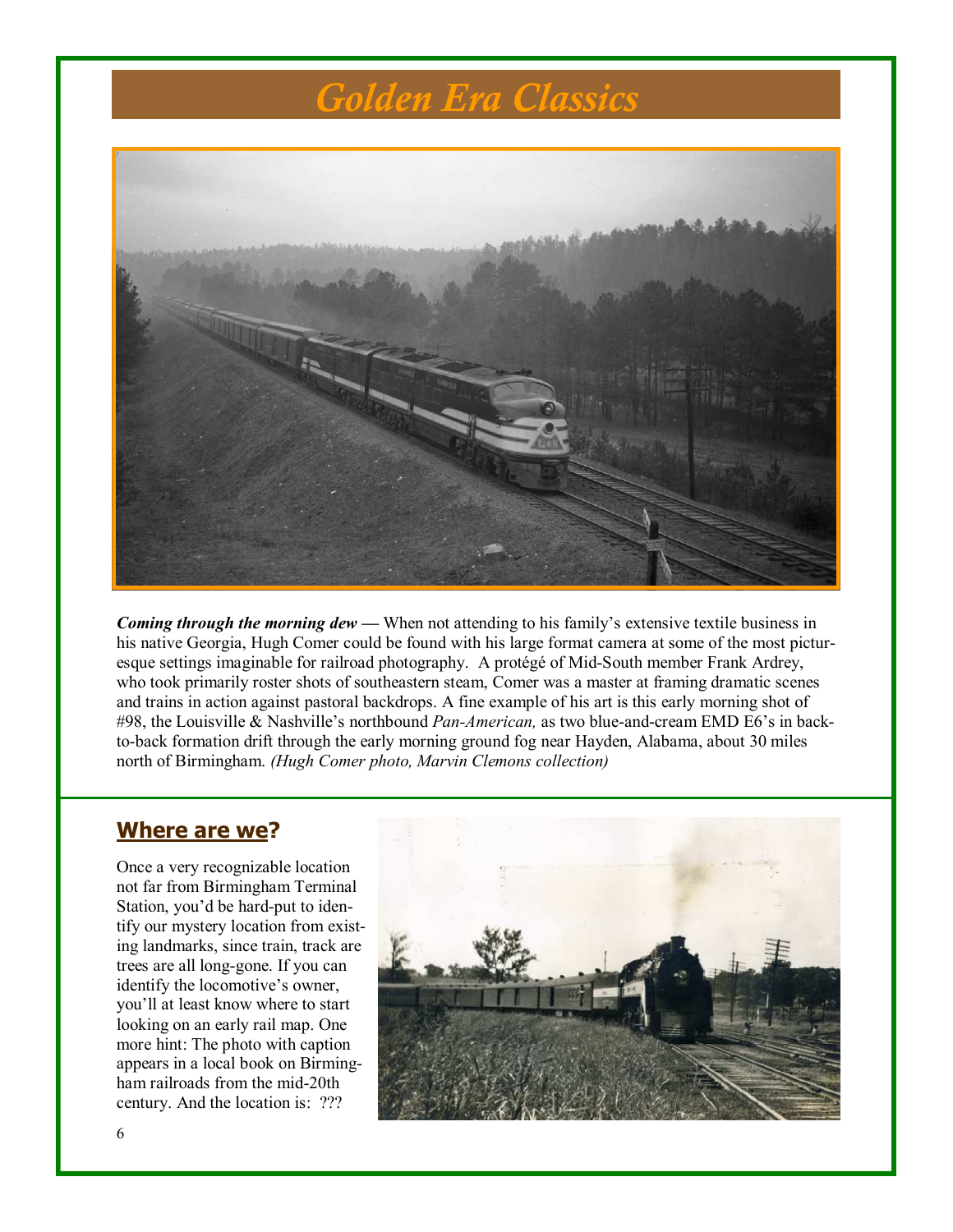# Golden Era Classics

***Coming through the morning dew*** **—** When not attending to his family's extensive textile business in his native Georgia, Hugh Comer could be found with his large format camera at some of the most picturesque settings imaginable for railroad photography. A protégé of Mid-South member Frank Ardrey, who took primarily roster shots of southeastern steam, Comer was a master at framing dramatic scenes and trains in action against pastoral backdrops. A fine example of his art is this early morning shot of #98, the Louisville & Nashville's northbound *Pan-American,* as two blue-and-cream EMD E6's in back-to-back formation drift through the early morning ground fog near Hayden, Alabama, about 30 miles north of Birmingham. *(Hugh Comer photo, Marvin Clemons collection)*

## Where are we?

Once a very recognizable location not far from Birmingham Terminal Station, you'd be hard-put to identify our mystery location from existing landmarks, since train, track are trees are all long-gone. If you can identify the locomotive's owner, you'll at least know where to start looking on an early rail map. One more hint: The photo with caption appears in a local book on Birmingham railroads from the mid-20th century. And the location is: ???